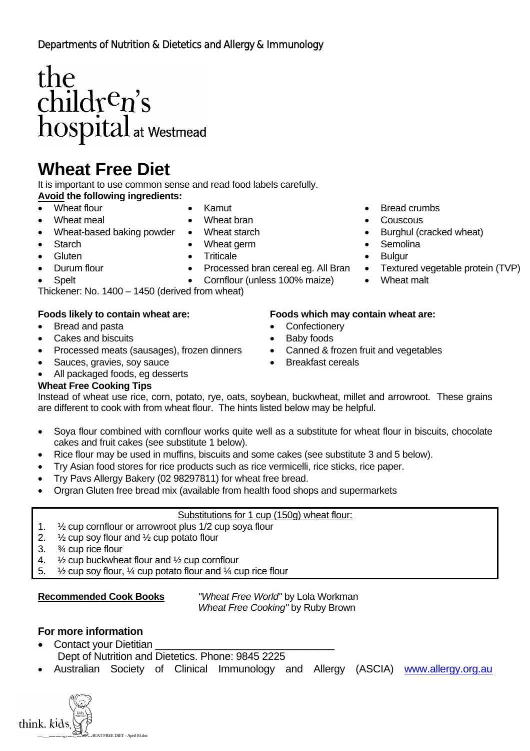Departments of Nutrition & Dietetics and Allergy & Immunology

the children's hospital at Westmead

# Wheat Free Diet

It is important to use common sense and read food labels carefully.

**Avoid the following ingredients:**

- Wheat flour
- Wheat meal
- Wheat-based baking powder
- Starch
- Gluten
- Durum flour
- Spelt
- Kamut
- Wheat bran
- Wheat starch
- Wheat germ
- Triticale
- Processed bran cereal eg. All Bran
- Cornflour (unless 100% maize)
- Bread crumbs
- Couscous
- Burghul (cracked wheat)
- Semolina
- Bulgur
- Textured vegetable protein (TVP)
- Wheat malt

Thickener: No. 1400 – 1450 (derived from wheat)

**Foods likely to contain wheat are:**

- Bread and pasta
- Cakes and biscuits
- Processed meats (sausages), frozen dinners
- Sauces, gravies, soy sauce
- All packaged foods, eg desserts

**Foods which may contain wheat are:**

- Confectionery
- Baby foods
- Canned & frozen fruit and vegetables
- Breakfast cereals

**Wheat Free Cooking Tips**

Instead of wheat use rice, corn, potato, rye, oats, soybean, buckwheat, millet and arrowroot. These grains are different to cook with from wheat flour. The hints listed below may be helpful.

- Soya flour combined with cornflour works quite well as a substitute for wheat flour in biscuits, chocolate cakes and fruit cakes (see substitute 1 below).
- Rice flour may be used in muffins, biscuits and some cakes (see substitute 3 and 5 below).
- Try Asian food stores for rice products such as rice vermicelli, rice sticks, rice paper.
- Try Pavs Allergy Bakery (02 98297811) for wheat free bread.
- Orgran Gluten free bread mix (available from health food shops and supermarkets

Substitutions for 1 cup (150g) wheat flour:

1. ½ cup cornflour or arrowroot plus 1/2 cup soya flour
2. ½ cup soy flour and ½ cup potato flour
3. ¾ cup rice flour
4. ½ cup buckwheat flour and ½ cup cornflour
5. ½ cup soy flour, ¼ cup potato flour and ¼ cup rice flour

**Recommended Cook Books**

*"Wheat Free World"* by Lola Workman

*Wheat Free Cooking"* by Ruby Brown

**For more information**

- Contact your Dietitian ______________________________
  Dept of Nutrition and Dietetics. Phone: 9845 2225
- Australian Society of Clinical Immunology and Allergy (ASCIA) www.allergy.org.au

think. kids.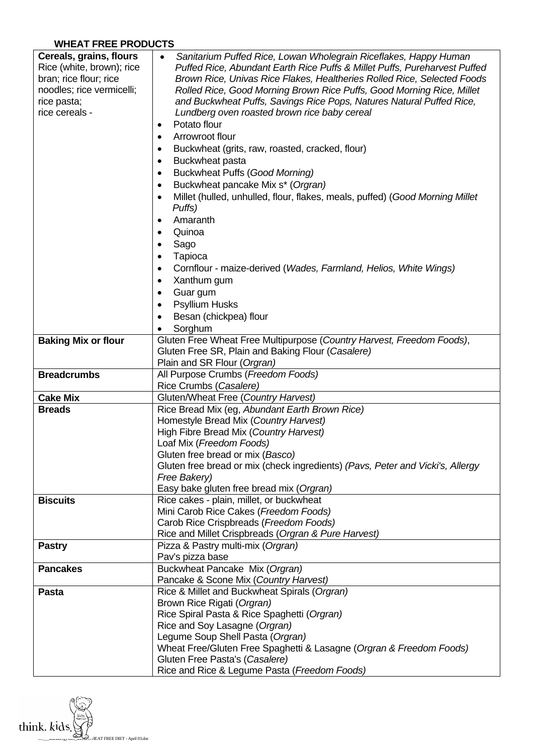**WHEAT FREE PRODUCTS**

| | |
|---|---|
| **Cereals, grains, flours** Rice (white, brown); rice bran; rice flour; rice noodles; rice vermicelli; rice pasta; rice cereals - | • *Sanitarium Puffed Rice, Lowan Wholegrain Riceflakes, Happy Human Puffed Rice, Abundant Earth Rice Puffs & Millet Puffs, Pureharvest Puffed Brown Rice, Univas Rice Flakes, Healtheries Rolled Rice, Selected Foods Rolled Rice, Good Morning Brown Rice Puffs, Good Morning Rice, Millet and Buckwheat Puffs, Savings Rice Pops, Natures Natural Puffed Rice, Lundberg oven roasted brown rice baby cereal*<br>• Potato flour<br>• Arrowroot flour<br>• Buckwheat (grits, raw, roasted, cracked, flour)<br>• Buckwheat pasta<br>• Buckwheat Puffs (*Good Morning)*<br>• Buckwheat pancake Mix s* (*Orgran)*<br>• Millet (hulled, unhulled, flour, flakes, meals, puffed) (*Good Morning Millet Puffs)*<br>• Amaranth<br>• Quinoa<br>• Sago<br>• Tapioca<br>• Cornflour - maize-derived (*Wades, Farmland, Helios, White Wings)*<br>• Xanthum gum<br>• Guar gum<br>• Psyllium Husks<br>• Besan (chickpea) flour<br>• Sorghum |
| **Baking Mix or flour** | Gluten Free Wheat Free Multipurpose (*Country Harvest, Freedom Foods)*,<br>Gluten Free SR, Plain and Baking Flour (*Casalere)*<br>Plain and SR Flour (*Orgran)* |
| **Breadcrumbs** | All Purpose Crumbs (*Freedom Foods)*<br>Rice Crumbs (*Casalere)* |
| **Cake Mix** | Gluten/Wheat Free (*Country Harvest)* |
| **Breads** | Rice Bread Mix (eg, *Abundant Earth Brown Rice)*<br>Homestyle Bread Mix (*Country Harvest)*<br>High Fibre Bread Mix (*Country Harvest)*<br>Loaf Mix (*Freedom Foods)*<br>Gluten free bread or mix (*Basco)*<br>Gluten free bread or mix (check ingredients) *(Pavs, Peter and Vicki's, Allergy Free Bakery)*<br>Easy bake gluten free bread mix (*Orgran)* |
| **Biscuits** | Rice cakes - plain, millet, or buckwheat<br>Mini Carob Rice Cakes (*Freedom Foods)*<br>Carob Rice Crispbreads (*Freedom Foods)*<br>Rice and Millet Crispbreads (*Orgran & Pure Harvest)* |
| **Pastry** | Pizza & Pastry multi-mix (*Orgran)*<br>Pav's pizza base |
| **Pancakes** | Buckwheat Pancake Mix (*Orgran)*<br>Pancake & Scone Mix (*Country Harvest)* |
| **Pasta** | Rice & Millet and Buckwheat Spirals (*Orgran)*<br>Brown Rice Rigati (*Orgran)*<br>Rice Spiral Pasta & Rice Spaghetti (*Orgran)*<br>Rice and Soy Lasagne (*Orgran)*<br>Legume Soup Shell Pasta (*Orgran)*<br>Wheat Free/Gluten Free Spaghetti & Lasagne (*Orgran & Freedom Foods)*<br>Gluten Free Pasta's (*Casalere)*<br>Rice and Rice & Legume Pasta (*Freedom Foods)* |